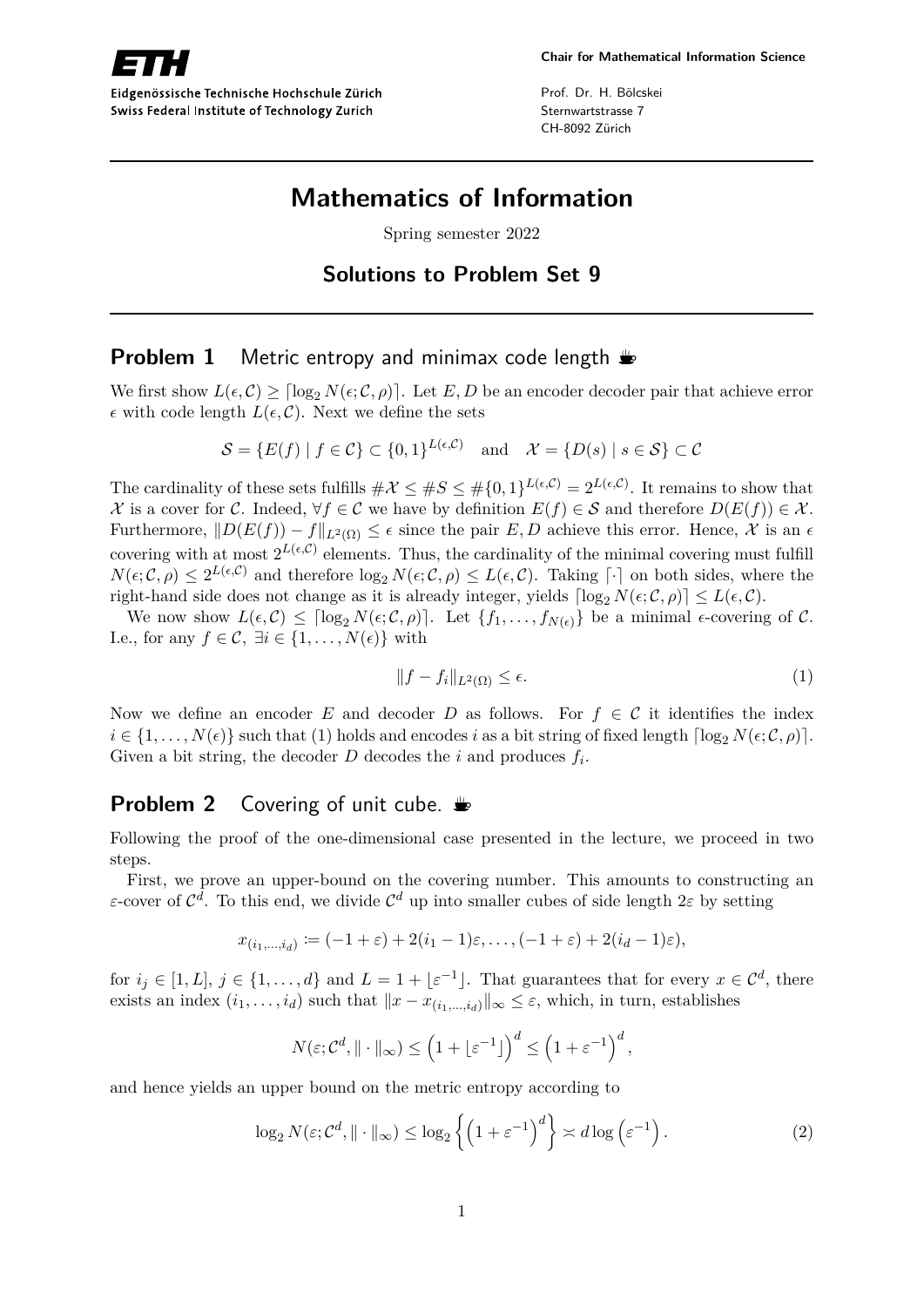ETH
Eidgenössische Technische Hochschule Zürich
Swiss Federal Institute of Technology Zurich

**Chair for Mathematical Information Science**

Prof. Dr. H. Bölcskei
Sternwartstrasse 7
CH-8092 Zürich

# Mathematics of Information

Spring semester 2022

## Solutions to Problem Set 9

## Problem 1 Metric entropy and minimax code length

We first show $L(\epsilon, \mathcal{C}) \geq \lceil \log_2 N(\epsilon; \mathcal{C}, \rho) \rceil$. Let $E, D$ be an encoder decoder pair that achieve error $\epsilon$ with code length $L(\epsilon, \mathcal{C})$. Next we define the sets

$$\mathcal{S} = \{E(f) \mid f \in \mathcal{C}\} \subset \{0,1\}^{L(\epsilon,\mathcal{C})} \quad \text{and} \quad \mathcal{X} = \{D(s) \mid s \in \mathcal{S}\} \subset \mathcal{C}$$

The cardinality of these sets fulfills $\#\mathcal{X} \leq \#S \leq \#\{0,1\}^{L(\epsilon,\mathcal{C})} = 2^{L(\epsilon,\mathcal{C})}$. It remains to show that $\mathcal{X}$ is a cover for $\mathcal{C}$. Indeed, $\forall f \in \mathcal{C}$ we have by definition $E(f) \in \mathcal{S}$ and therefore $D(E(f)) \in \mathcal{X}$. Furthermore, $\|D(E(f)) - f\|_{L^2(\Omega)} \leq \epsilon$ since the pair $E, D$ achieve this error. Hence, $\mathcal{X}$ is an $\epsilon$ covering with at most $2^{L(\epsilon,\mathcal{C})}$ elements. Thus, the cardinality of the minimal covering must fulfill $N(\epsilon; \mathcal{C}, \rho) \leq 2^{L(\epsilon,\mathcal{C})}$ and therefore $\log_2 N(\epsilon; \mathcal{C}, \rho) \leq L(\epsilon, \mathcal{C})$. Taking $\lceil \cdot \rceil$ on both sides, where the right-hand side does not change as it is already integer, yields $\lceil \log_2 N(\epsilon; \mathcal{C}, \rho) \rceil \leq L(\epsilon, \mathcal{C})$.

We now show $L(\epsilon, \mathcal{C}) \leq \lceil \log_2 N(\epsilon; \mathcal{C}, \rho) \rceil$. Let $\{f_1, \ldots, f_{N(\epsilon)}\}$ be a minimal $\epsilon$-covering of $\mathcal{C}$. I.e., for any $f \in \mathcal{C}$, $\exists i \in \{1, \ldots, N(\epsilon)\}$ with

$$\|f - f_i\|_{L^2(\Omega)} \leq \epsilon. \tag{1}$$

Now we define an encoder $E$ and decoder $D$ as follows. For $f \in \mathcal{C}$ it identifies the index $i \in \{1, \ldots, N(\epsilon)\}$ such that (1) holds and encodes $i$ as a bit string of fixed length $\lceil \log_2 N(\epsilon; \mathcal{C}, \rho) \rceil$. Given a bit string, the decoder $D$ decodes the $i$ and produces $f_i$.

## Problem 2 Covering of unit cube.

Following the proof of the one-dimensional case presented in the lecture, we proceed in two steps.

First, we prove an upper-bound on the covering number. This amounts to constructing an $\varepsilon$-cover of $\mathcal{C}^d$. To this end, we divide $\mathcal{C}^d$ up into smaller cubes of side length $2\varepsilon$ by setting

$$x_{(i_1,\ldots,i_d)} := (-1 + \varepsilon) + 2(i_1 - 1)\varepsilon, \ldots, (-1 + \varepsilon) + 2(i_d - 1)\varepsilon),$$

for $i_j \in [1, L]$, $j \in \{1, \ldots, d\}$ and $L = 1 + \lfloor \varepsilon^{-1} \rfloor$. That guarantees that for every $x \in \mathcal{C}^d$, there exists an index $(i_1, \ldots, i_d)$ such that $\|x - x_{(i_1,\ldots,i_d)}\|_\infty \leq \varepsilon$, which, in turn, establishes

$$N(\varepsilon; \mathcal{C}^d, \|\cdot\|_\infty) \leq \left(1 + \lfloor \varepsilon^{-1} \rfloor\right)^d \leq \left(1 + \varepsilon^{-1}\right)^d,$$

and hence yields an upper bound on the metric entropy according to

$$\log_2 N(\varepsilon; \mathcal{C}^d, \|\cdot\|_\infty) \leq \log_2 \left\{ \left(1 + \varepsilon^{-1}\right)^d \right\} \asymp d \log \left(\varepsilon^{-1}\right). \tag{2}$$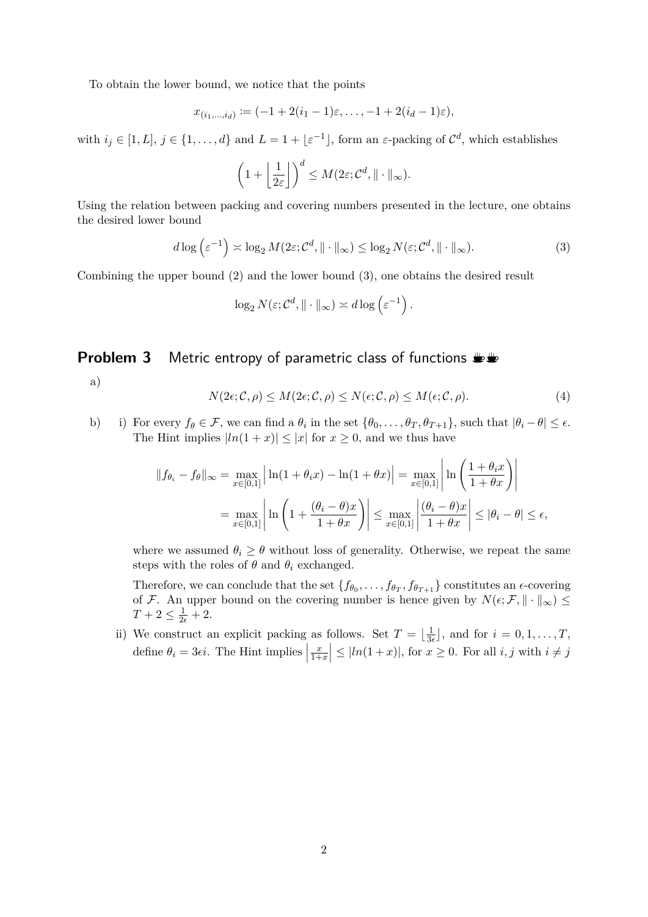To obtain the lower bound, we notice that the points

$$x_{(i_1,\ldots,i_d)} := (-1 + 2(i_1 - 1)\varepsilon, \ldots, -1 + 2(i_d - 1)\varepsilon),$$

with $i_j \in [1, L]$, $j \in \{1, \ldots, d\}$ and $L = 1 + \lfloor \varepsilon^{-1} \rfloor$, form an $\varepsilon$-packing of $\mathcal{C}^d$, which establishes

$$\left(1 + \left\lfloor \frac{1}{2\varepsilon} \right\rfloor\right)^d \leq M(2\varepsilon; \mathcal{C}^d, \|\cdot\|_\infty).$$

Using the relation between packing and covering numbers presented in the lecture, one obtains the desired lower bound

$$d \log\left(\varepsilon^{-1}\right) \asymp \log_2 M(2\varepsilon; \mathcal{C}^d, \|\cdot\|_\infty) \leq \log_2 N(\varepsilon; \mathcal{C}^d, \|\cdot\|_\infty). \tag{3}$$

Combining the upper bound (2) and the lower bound (3), one obtains the desired result

$$\log_2 N(\varepsilon; \mathcal{C}^d, \|\cdot\|_\infty) \asymp d \log\left(\varepsilon^{-1}\right).$$

## Problem 3 Metric entropy of parametric class of functions

a)

$$N(2\epsilon; \mathcal{C}, \rho) \leq M(2\epsilon; \mathcal{C}, \rho) \leq N(\epsilon; \mathcal{C}, \rho) \leq M(\epsilon; \mathcal{C}, \rho). \tag{4}$$

b) i) For every $f_\theta \in \mathcal{F}$, we can find a $\theta_i$ in the set $\{\theta_0, \ldots, \theta_T, \theta_{T+1}\}$, such that $|\theta_i - \theta| \leq \epsilon$. The Hint implies $|ln(1 + x)| \leq |x|$ for $x \geq 0$, and we thus have

$$\|f_{\theta_i} - f_\theta\|_\infty = \max_{x \in [0,1]} \left| \ln(1 + \theta_i x) - \ln(1 + \theta x) \right| = \max_{x \in [0,1]} \left| \ln\left(\frac{1 + \theta_i x}{1 + \theta x}\right) \right|$$

$$= \max_{x \in [0,1]} \left| \ln\left(1 + \frac{(\theta_i - \theta)x}{1 + \theta x}\right) \right| \leq \max_{x \in [0,1]} \left| \frac{(\theta_i - \theta)x}{1 + \theta x} \right| \leq |\theta_i - \theta| \leq \epsilon,$$

where we assumed $\theta_i \geq \theta$ without loss of generality. Otherwise, we repeat the same steps with the roles of $\theta$ and $\theta_i$ exchanged.

Therefore, we can conclude that the set $\{f_{\theta_0}, \ldots, f_{\theta_T}, f_{\theta_{T+1}}\}$ constitutes an $\epsilon$-covering of $\mathcal{F}$. An upper bound on the covering number is hence given by $N(\epsilon; \mathcal{F}, \|\cdot\|_\infty) \leq T + 2 \leq \frac{1}{2\epsilon} + 2$.

ii) We construct an explicit packing as follows. Set $T = \lfloor \frac{1}{3\epsilon} \rfloor$, and for $i = 0, 1, \ldots, T$, define $\theta_i = 3\epsilon i$. The Hint implies $\left|\frac{x}{1+x}\right| \leq |ln(1 + x)|$, for $x \geq 0$. For all $i, j$ with $i \neq j$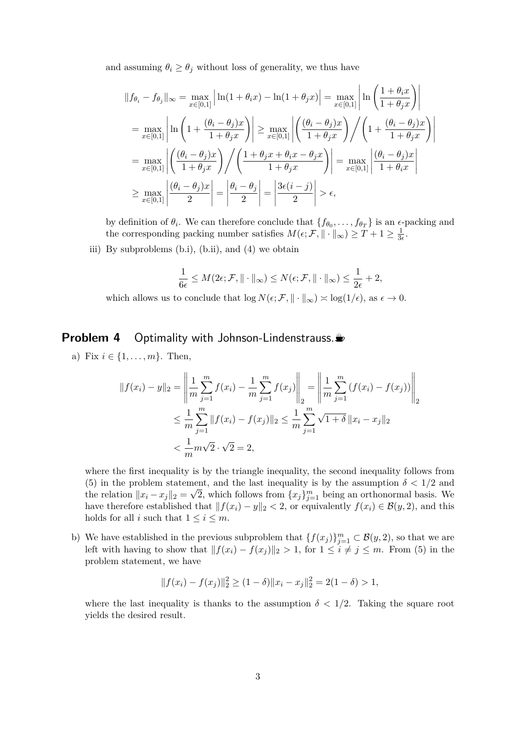and assuming $\theta_i \geq \theta_j$ without loss of generality, we thus have

$$
\begin{aligned}
\|f_{\theta_i} - f_{\theta_j}\|_\infty &= \max_{x\in[0,1]} \left| \ln(1+\theta_i x) - \ln(1+\theta_j x) \right| = \max_{x\in[0,1]} \left| \ln\left(\frac{1+\theta_i x}{1+\theta_j x}\right) \right| \\
&= \max_{x\in[0,1]} \left| \ln\left(1 + \frac{(\theta_i - \theta_j)x}{1+\theta_j x}\right) \right| \geq \max_{x\in[0,1]} \left| \left(\frac{(\theta_i-\theta_j)x}{1+\theta_j x}\right) \Big/ \left(1 + \frac{(\theta_i-\theta_j)x}{1+\theta_j x}\right) \right| \\
&= \max_{x\in[0,1]} \left| \left(\frac{(\theta_i-\theta_j)x}{1+\theta_j x}\right) \Big/ \left(\frac{1+\theta_j x + \theta_i x - \theta_j x}{1+\theta_j x}\right) \right| = \max_{x\in[0,1]} \left| \frac{(\theta_i-\theta_j)x}{1+\theta_i x} \right| \\
&\geq \max_{x\in[0,1]} \left| \frac{(\theta_i-\theta_j)x}{2} \right| = \left| \frac{\theta_i - \theta_j}{2} \right| = \left| \frac{3\epsilon(i-j)}{2} \right| > \epsilon,
\end{aligned}
$$

by definition of $\theta_i$. We can therefore conclude that $\{f_{\theta_0}, \ldots, f_{\theta_T}\}$ is an $\epsilon$-packing and the corresponding packing number satisfies $M(\epsilon; \mathcal{F}, \|\cdot\|_\infty) \geq T + 1 \geq \frac{1}{3\epsilon}$.

iii) By subproblems (b.i), (b.ii), and (4) we obtain

$$
\frac{1}{6\epsilon} \leq M(2\epsilon; \mathcal{F}, \|\cdot\|_\infty) \leq N(\epsilon; \mathcal{F}, \|\cdot\|_\infty) \leq \frac{1}{2\epsilon} + 2,
$$

which allows us to conclude that $\log N(\epsilon; \mathcal{F}, \|\cdot\|_\infty) \asymp \log(1/\epsilon)$, as $\epsilon \to 0$.

## Problem 4 Optimality with Johnson-Lindenstrauss.

a) Fix $i \in \{1, \ldots, m\}$. Then,

$$
\begin{aligned}
\|f(x_i) - y\|_2 &= \left\| \frac{1}{m}\sum_{j=1}^m f(x_i) - \frac{1}{m}\sum_{j=1}^m f(x_j) \right\|_2 = \left\| \frac{1}{m}\sum_{j=1}^m (f(x_i) - f(x_j)) \right\|_2 \\
&\leq \frac{1}{m}\sum_{j=1}^m \|f(x_i) - f(x_j)\|_2 \leq \frac{1}{m}\sum_{j=1}^m \sqrt{1+\delta}\, \|x_i - x_j\|_2 \\
&< \frac{1}{m} m\sqrt{2} \cdot \sqrt{2} = 2,
\end{aligned}
$$

where the first inequality is by the triangle inequality, the second inequality follows from (5) in the problem statement, and the last inequality is by the assumption $\delta < 1/2$ and the relation $\|x_i - x_j\|_2 = \sqrt{2}$, which follows from $\{x_j\}_{j=1}^m$ being an orthonormal basis. We have therefore established that $\|f(x_i) - y\|_2 < 2$, or equivalently $f(x_i) \in \mathcal{B}(y, 2)$, and this holds for all $i$ such that $1 \leq i \leq m$.

b) We have established in the previous subproblem that $\{f(x_j)\}_{j=1}^m \subset \mathcal{B}(y, 2)$, so that we are left with having to show that $\|f(x_i) - f(x_j)\|_2 > 1$, for $1 \leq i \neq j \leq m$. From (5) in the problem statement, we have

$$
\|f(x_i) - f(x_j)\|_2^2 \geq (1-\delta)\|x_i - x_j\|_2^2 = 2(1-\delta) > 1,
$$

where the last inequality is thanks to the assumption $\delta < 1/2$. Taking the square root yields the desired result.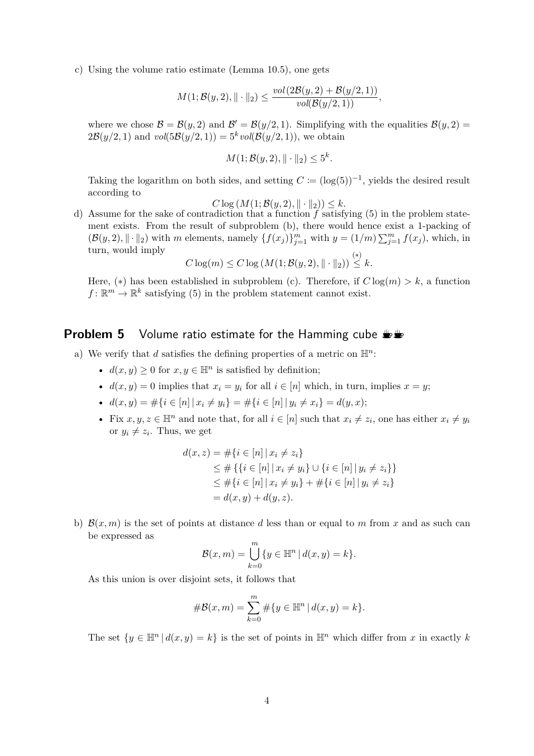c) Using the volume ratio estimate (Lemma 10.5), one gets

$$M(1; \mathcal{B}(y,2), \|\cdot\|_2) \leq \frac{vol\,(2\mathcal{B}(y,2) + \mathcal{B}(y/2,1))}{vol(\mathcal{B}(y/2,1))},$$

where we chose $\mathcal{B} = \mathcal{B}(y,2)$ and $\mathcal{B}' = \mathcal{B}(y/2,1)$. Simplifying with the equalities $\mathcal{B}(y,2) = 2\mathcal{B}(y/2,1)$ and $vol(5\mathcal{B}(y/2,1)) = 5^k vol(\mathcal{B}(y/2,1))$, we obtain

$$M(1; \mathcal{B}(y,2), \|\cdot\|_2) \leq 5^k.$$

Taking the logarithm on both sides, and setting $C \coloneqq (\log(5))^{-1}$, yields the desired result according to

$$C \log\left(M(1; \mathcal{B}(y,2), \|\cdot\|_2)\right) \leq k.$$

d) Assume for the sake of contradiction that a function $f$ satisfying (5) in the problem statement exists. From the result of subproblem (b), there would hence exist a 1-packing of $(\mathcal{B}(y,2), \|\cdot\|_2)$ with $m$ elements, namely $\{f(x_j)\}_{j=1}^m$ with $y = (1/m)\sum_{j=1}^m f(x_j)$, which, in turn, would imply

$$C \log(m) \leq C \log\left(M(1; \mathcal{B}(y,2), \|\cdot\|_2)\right) \overset{(*)}{\leq} k.$$

Here, $(*)$ has been established in subproblem (c). Therefore, if $C\log(m) > k$, a function $f\colon \mathbb{R}^m \to \mathbb{R}^k$ satisfying (5) in the problem statement cannot exist.

## Problem 5 Volume ratio estimate for the Hamming cube

a) We verify that $d$ satisfies the defining properties of a metric on $\mathbb{H}^n$:

- $d(x,y) \geq 0$ for $x, y \in \mathbb{H}^n$ is satisfied by definition;
- $d(x,y) = 0$ implies that $x_i = y_i$ for all $i \in [n]$ which, in turn, implies $x = y$;
- $d(x,y) = \#\{i \in [n] \,|\, x_i \neq y_i\} = \#\{i \in [n] \,|\, y_i \neq x_i\} = d(y,x)$;
- Fix $x, y, z \in \mathbb{H}^n$ and note that, for all $i \in [n]$ such that $x_i \neq z_i$, one has either $x_i \neq y_i$ or $y_i \neq z_i$. Thus, we get

$$\begin{aligned}
d(x,z) &= \#\{i \in [n] \,|\, x_i \neq z_i\} \\
&\leq \#\left\{\{i \in [n] \,|\, x_i \neq y_i\} \cup \{i \in [n] \,|\, y_i \neq z_i\}\right\} \\
&\leq \#\{i \in [n] \,|\, x_i \neq y_i\} + \#\{i \in [n] \,|\, y_i \neq z_i\} \\
&= d(x,y) + d(y,z).
\end{aligned}$$

b) $\mathcal{B}(x,m)$ is the set of points at distance $d$ less than or equal to $m$ from $x$ and as such can be expressed as

$$\mathcal{B}(x,m) = \bigcup_{k=0}^{m} \{y \in \mathbb{H}^n \,|\, d(x,y) = k\}.$$

As this union is over disjoint sets, it follows that

$$\#\mathcal{B}(x,m) = \sum_{k=0}^{m} \#\{y \in \mathbb{H}^n \,|\, d(x,y) = k\}.$$

The set $\{y \in \mathbb{H}^n \,|\, d(x,y) = k\}$ is the set of points in $\mathbb{H}^n$ which differ from $x$ in exactly $k$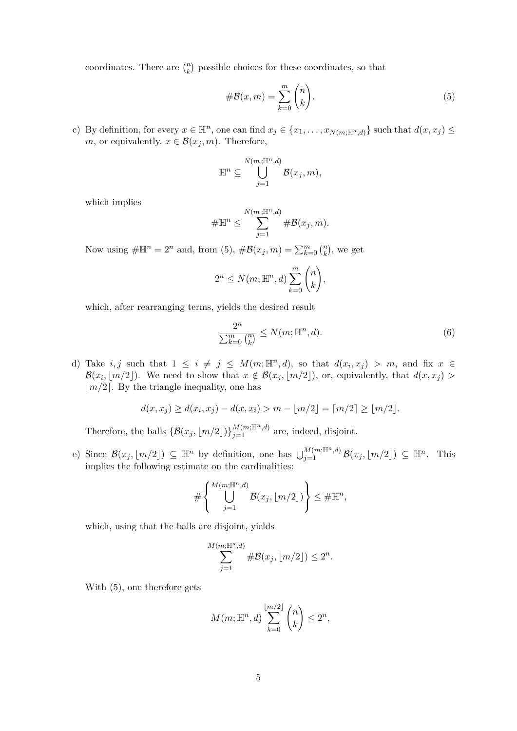coordinates. There are $\binom{n}{k}$ possible choices for these coordinates, so that

$$\#\mathcal{B}(x, m) = \sum_{k=0}^{m} \binom{n}{k}. \tag{5}$$

c) By definition, for every $x \in \mathbb{H}^n$, one can find $x_j \in \{x_1, \ldots, x_{N(m;\mathbb{H}^n,d)}\}$ such that $d(x, x_j) \leq m$, or equivalently, $x \in \mathcal{B}(x_j, m)$. Therefore,

$$\mathbb{H}^n \subseteq \bigcup_{j=1}^{N(m;\mathbb{H}^n,d)} \mathcal{B}(x_j, m),$$

which implies

$$\#\mathbb{H}^n \leq \sum_{j=1}^{N(m;\mathbb{H}^n,d)} \#\mathcal{B}(x_j, m).$$

Now using $\#\mathbb{H}^n = 2^n$ and, from (5), $\#\mathcal{B}(x_j, m) = \sum_{k=0}^{m} \binom{n}{k}$, we get

$$2^n \leq N(m; \mathbb{H}^n, d) \sum_{k=0}^{m} \binom{n}{k},$$

which, after rearranging terms, yields the desired result

$$\frac{2^n}{\sum_{k=0}^{m} \binom{n}{k}} \leq N(m; \mathbb{H}^n, d). \tag{6}$$

d) Take $i, j$ such that $1 \leq i \neq j \leq M(m; \mathbb{H}^n, d)$, so that $d(x_i, x_j) > m$, and fix $x \in \mathcal{B}(x_i, \lfloor m/2 \rfloor)$. We need to show that $x \notin \mathcal{B}(x_j, \lfloor m/2 \rfloor)$, or, equivalently, that $d(x, x_j) > \lfloor m/2 \rfloor$. By the triangle inequality, one has

$$d(x, x_j) \geq d(x_i, x_j) - d(x, x_i) > m - \lfloor m/2 \rfloor = \lceil m/2 \rceil \geq \lfloor m/2 \rfloor.$$

Therefore, the balls $\{\mathcal{B}(x_j, \lfloor m/2 \rfloor)\}_{j=1}^{M(m;\mathbb{H}^n,d)}$ are, indeed, disjoint.

e) Since $\mathcal{B}(x_j, \lfloor m/2 \rfloor) \subseteq \mathbb{H}^n$ by definition, one has $\bigcup_{j=1}^{M(m;\mathbb{H}^n,d)} \mathcal{B}(x_j, \lfloor m/2 \rfloor) \subseteq \mathbb{H}^n$. This implies the following estimate on the cardinalities:

$$\#\left\{ \bigcup_{j=1}^{M(m;\mathbb{H}^n,d)} \mathcal{B}(x_j, \lfloor m/2 \rfloor) \right\} \leq \#\mathbb{H}^n,$$

which, using that the balls are disjoint, yields

$$\sum_{j=1}^{M(m;\mathbb{H}^n,d)} \#\mathcal{B}(x_j, \lfloor m/2 \rfloor) \leq 2^n.$$

With (5), one therefore gets

$$M(m; \mathbb{H}^n, d) \sum_{k=0}^{\lfloor m/2 \rfloor} \binom{n}{k} \leq 2^n,$$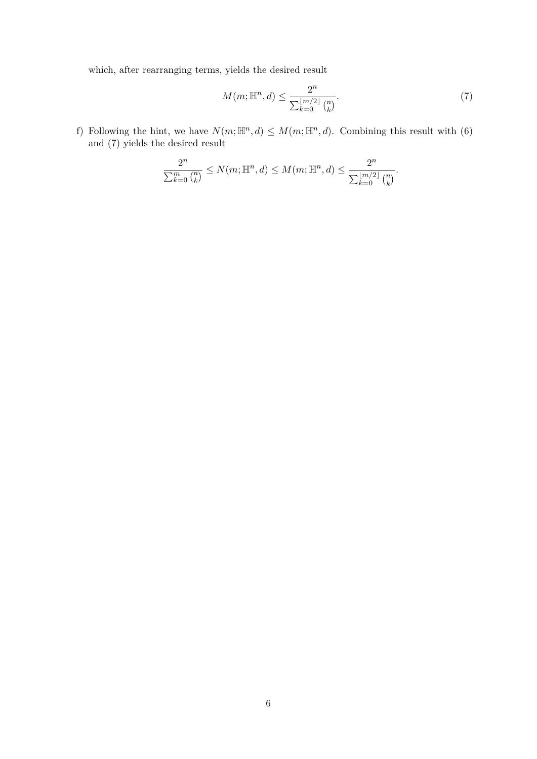which, after rearranging terms, yields the desired result

$$M(m;\mathbb{H}^n, d) \leq \frac{2^n}{\sum_{k=0}^{\lfloor m/2 \rfloor} \binom{n}{k}}. \tag{7}$$

f) Following the hint, we have $N(m;\mathbb{H}^n, d) \leq M(m;\mathbb{H}^n, d)$. Combining this result with (6) and (7) yields the desired result

$$\frac{2^n}{\sum_{k=0}^{m} \binom{n}{k}} \leq N(m;\mathbb{H}^n, d) \leq M(m;\mathbb{H}^n, d) \leq \frac{2^n}{\sum_{k=0}^{\lfloor m/2 \rfloor} \binom{n}{k}}.$$